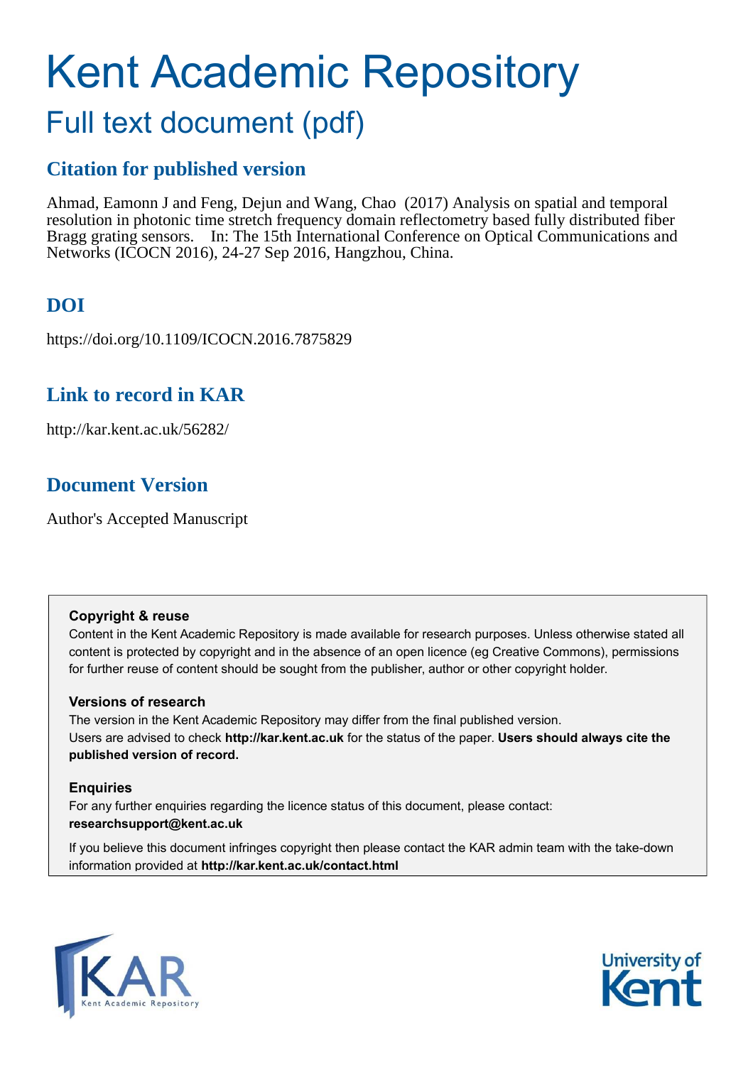# Kent Academic Repository

## Full text document (pdf)

### Citation for published version

Ahmad, Eamonn J and Feng, Dejun and Wang, Chao (2017) Analysis on spatial and temporal resolution in photonic time stretch frequency domain reflectometry based fully distributed fiber Bragg grating sensors. In: The 15th International Conference on Optical Communications and Networks (ICOCN 2016), 24-27 Sep 2016, Hangzhou, China.

### DOI

https://doi.org/10.1109/ICOCN.2016.7875829

### Link to record in KAR

http://kar.kent.ac.uk/56282/

### Document Version

Author's Accepted Manuscript

**Copyright & reuse**

Content in the Kent Academic Repository is made available for research purposes. Unless otherwise stated all content is protected by copyright and in the absence of an open licence (eg Creative Commons), permissions for further reuse of content should be sought from the publisher, author or other copyright holder.

**Versions of research**

The version in the Kent Academic Repository may differ from the final published version.
Users are advised to check **http://kar.kent.ac.uk** for the status of the paper. **Users should always cite the published version of record.**

**Enquiries**

For any further enquiries regarding the licence status of this document, please contact:
**researchsupport@kent.ac.uk**

If you believe this document infringes copyright then please contact the KAR admin team with the take-down information provided at **http://kar.kent.ac.uk/contact.html**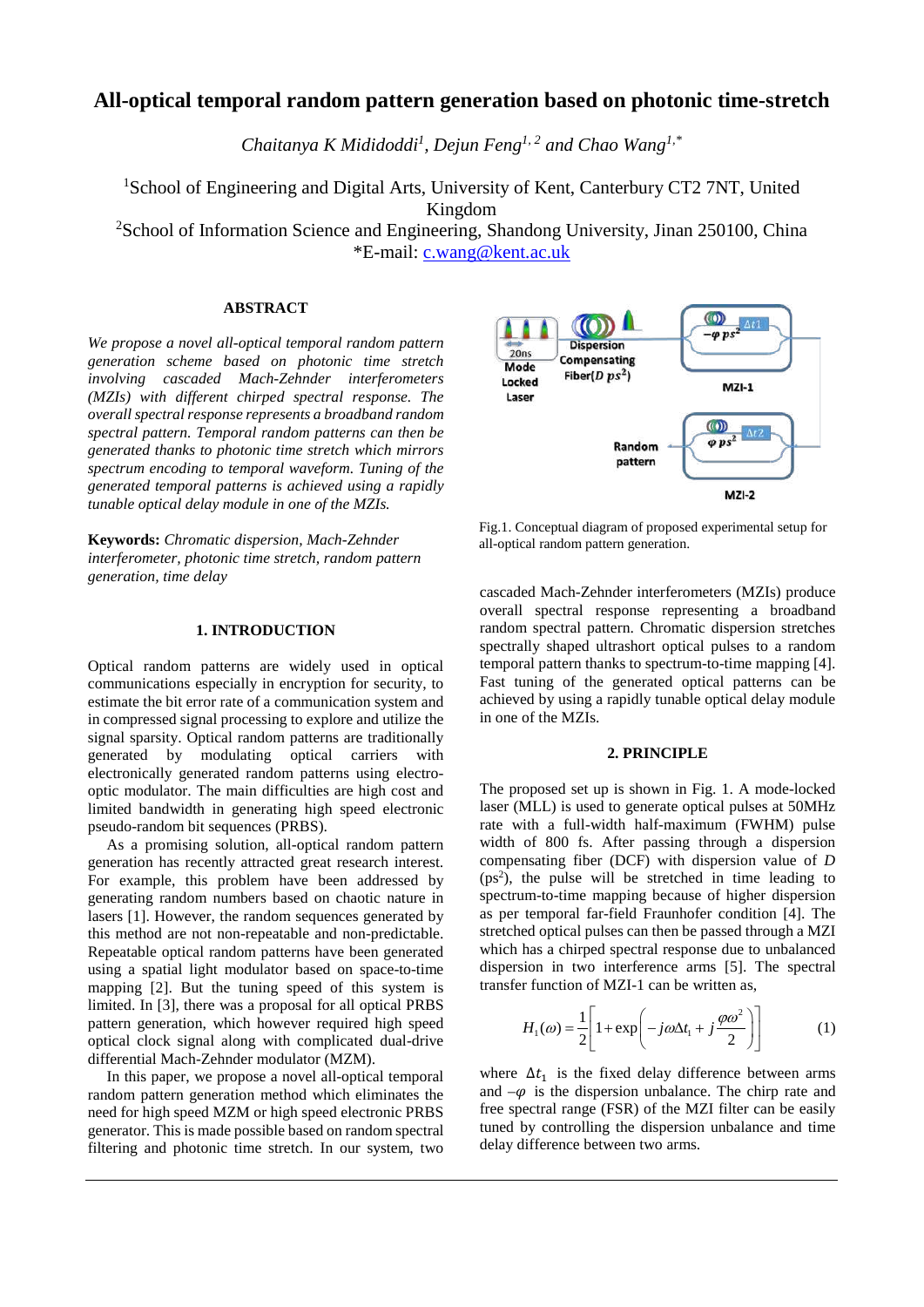# All-optical temporal random pattern generation based on photonic time-stretch

*Chaitanya K Mididoddi[1], Dejun Feng[1, 2] and Chao Wang[1,*]*

[1]School of Engineering and Digital Arts, University of Kent, Canterbury CT2 7NT, United Kingdom
[2]School of Information Science and Engineering, Shandong University, Jinan 250100, China
*E-mail: c.wang@kent.ac.uk

### ABSTRACT

*We propose a novel all-optical temporal random pattern generation scheme based on photonic time stretch involving cascaded Mach-Zehnder interferometers (MZIs) with different chirped spectral response. The overall spectral response represents a broadband random spectral pattern. Temporal random patterns can then be generated thanks to photonic time stretch which mirrors spectrum encoding to temporal waveform. Tuning of the generated temporal patterns is achieved using a rapidly tunable optical delay module in one of the MZIs.*

**Keywords:** *Chromatic dispersion, Mach-Zehnder interferometer, photonic time stretch, random pattern generation, time delay*

### 1. INTRODUCTION

Optical random patterns are widely used in optical communications especially in encryption for security, to estimate the bit error rate of a communication system and in compressed signal processing to explore and utilize the signal sparsity. Optical random patterns are traditionally generated by modulating optical carriers with electronically generated random patterns using electro-optic modulator. The main difficulties are high cost and limited bandwidth in generating high speed electronic pseudo-random bit sequences (PRBS).

As a promising solution, all-optical random pattern generation has recently attracted great research interest. For example, this problem has been addressed by generating random numbers based on chaotic nature in lasers [1]. However, the random sequences generated by this method are not non-repeatable and non-predictable. Repeatable optical random patterns have been generated using a spatial light modulator based on space-to-time mapping [2]. But the tuning speed of this system is limited. In [3], there was a proposal for all optical PRBS pattern generation, which however required high speed optical clock signal along with complicated dual-drive differential Mach-Zehnder modulator (MZM).

In this paper, we propose a novel all-optical temporal random pattern generation method which eliminates the need for high speed MZM or high speed electronic PRBS generator. This is made possible based on random spectral filtering and photonic time stretch. In our system, two cascaded Mach-Zehnder interferometers (MZIs) produce overall spectral response representing a broadband random spectral pattern. Chromatic dispersion stretches spectrally shaped ultrashort optical pulses to a random temporal pattern thanks to spectrum-to-time mapping [4]. Fast tuning of the generated optical patterns can be achieved by using a rapidly tunable optical delay module in one of the MZIs.

Fig.1. Conceptual diagram of proposed experimental setup for all-optical random pattern generation.

### 2. PRINCIPLE

The proposed set up is shown in Fig. 1. A mode-locked laser (MLL) is used to generate optical pulses at 50MHz rate with a full-width half-maximum (FWHM) pulse width of 800 fs. After passing through a dispersion compensating fiber (DCF) with dispersion value of $D$ (ps$^2$), the pulse will be stretched in time leading to spectrum-to-time mapping because of higher dispersion as per temporal far-field Fraunhofer condition [4]. The stretched optical pulses can then be passed through a MZI which has a chirped spectral response due to unbalanced dispersion in two interference arms [5]. The spectral transfer function of MZI-1 can be written as,

$$H_1(\omega) = \frac{1}{2}\left[1 + \exp\left(-j\omega\Delta t_1 + j\frac{\varphi\omega^2}{2}\right)\right] \tag{1}$$

where $\Delta t_1$ is the fixed delay difference between arms and $-\varphi$ is the dispersion unbalance. The chirp rate and free spectral range (FSR) of the MZI filter can be easily tuned by controlling the dispersion unbalance and time delay difference between two arms.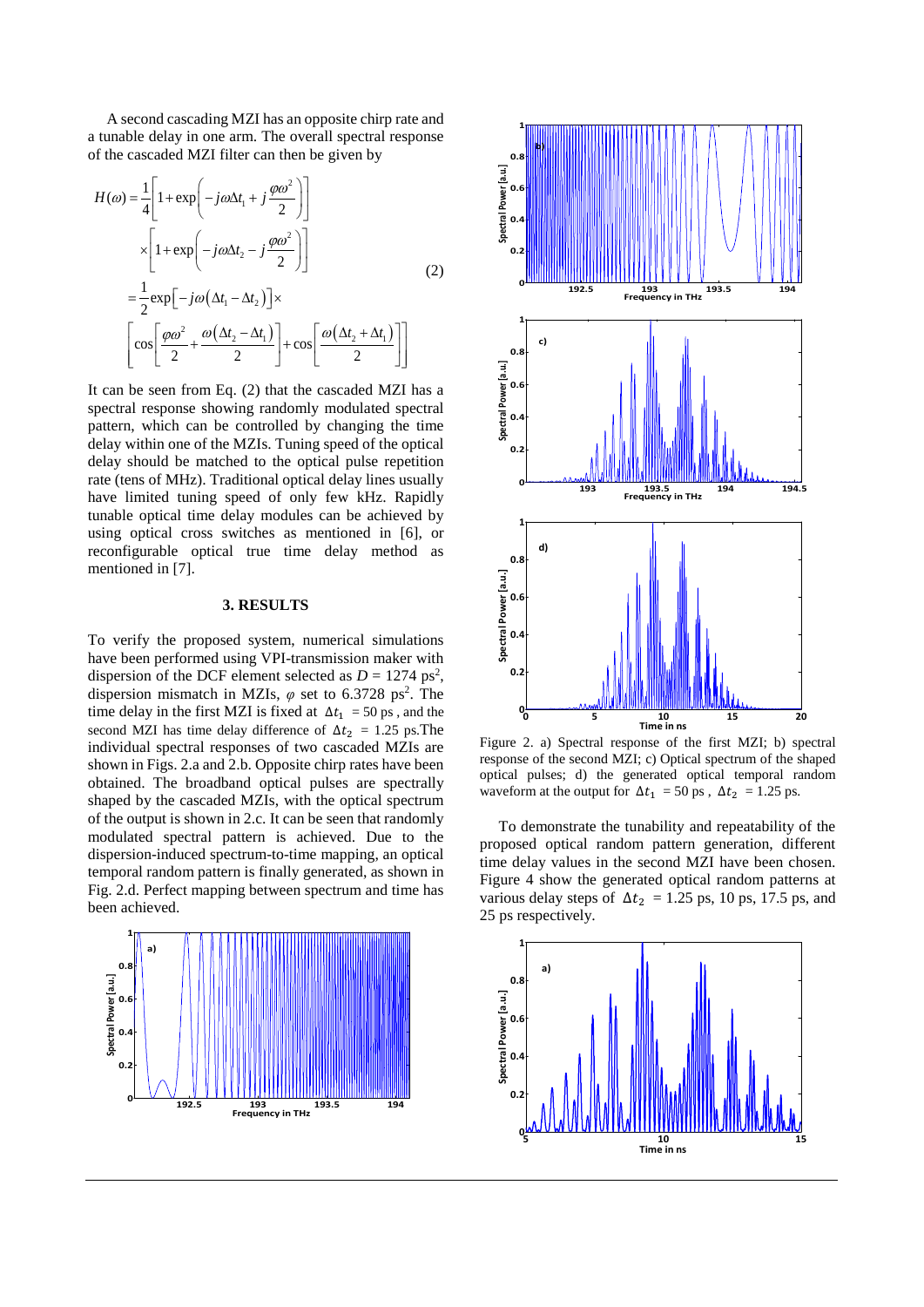A second cascading MZI has an opposite chirp rate and a tunable delay in one arm. The overall spectral response of the cascaded MZI filter can then be given by

$$
\begin{aligned}
H(\omega) &= \frac{1}{4}\left[1+\exp\left(-j\omega\Delta t_1 + j\frac{\varphi\omega^2}{2}\right)\right] \\
&\quad \times\left[1+\exp\left(-j\omega\Delta t_2 - j\frac{\varphi\omega^2}{2}\right)\right] \\
&= \frac{1}{2}\exp\left[-j\omega\left(\Delta t_1-\Delta t_2\right)\right]\times \\
&\quad \left[\cos\left[\frac{\varphi\omega^2}{2}+\frac{\omega\left(\Delta t_2-\Delta t_1\right)}{2}\right]+\cos\left[\frac{\omega\left(\Delta t_2+\Delta t_1\right)}{2}\right]\right]
\end{aligned}
\tag{2}
$$

It can be seen from Eq. (2) that the cascaded MZI has a spectral response showing randomly modulated spectral pattern, which can be controlled by changing the time delay within one of the MZIs. Tuning speed of the optical delay should be matched to the optical pulse repetition rate (tens of MHz). Traditional optical delay lines usually have limited tuning speed of only few kHz. Rapidly tunable optical time delay modules can be achieved by using optical cross switches as mentioned in [6], or reconfigurable optical true time delay method as mentioned in [7].

## 3. RESULTS

To verify the proposed system, numerical simulations have been performed using VPI-transmission maker with dispersion of the DCF element selected as $D$ = 1274 ps$^2$, dispersion mismatch in MZIs, $\varphi$ set to 6.3728 ps$^2$. The time delay in the first MZI is fixed at $\Delta t_1$ = 50 ps, and the second MZI has time delay difference of $\Delta t_2$ = 1.25 ps. The individual spectral responses of two cascaded MZIs are shown in Figs. 2.a and 2.b. Opposite chirp rates have been obtained. The broadband optical pulses are spectrally shaped by the cascaded MZIs, with the optical spectrum of the output is shown in 2.c. It can be seen that randomly modulated spectral pattern is achieved. Due to the dispersion-induced spectrum-to-time mapping, an optical temporal random pattern is finally generated, as shown in Fig. 2.d. Perfect mapping between spectrum and time has been achieved.

Figure 2. a) Spectral response of the first MZI; b) spectral response of the second MZI; c) Optical spectrum of the shaped optical pulses; d) the generated optical temporal random waveform at the output for $\Delta t_1$ = 50 ps, $\Delta t_2$ = 1.25 ps.

To demonstrate the tunability and repeatability of the proposed optical random pattern generation, different time delay values in the second MZI have been chosen. Figure 4 show the generated optical random patterns at various delay steps of $\Delta t_2$ = 1.25 ps, 10 ps, 17.5 ps, and 25 ps respectively.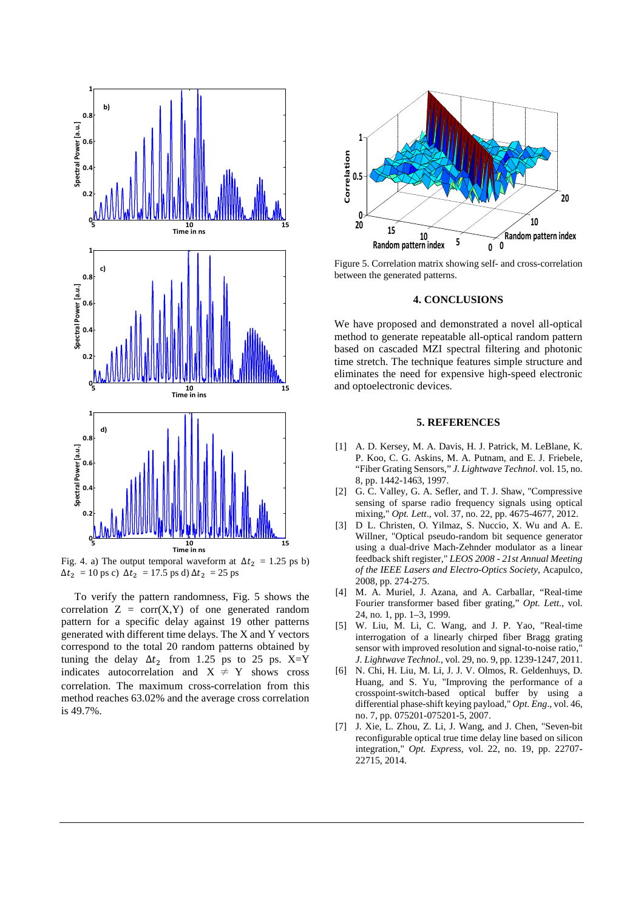b)

Spectral Power [a.u.]

Time in ns

c)

Spectral Power [a.u.]

Time in ins

d)

Spectral Power [a.u.]

Time in ns

Fig. 4. a) The output temporal waveform at $\Delta t_2$ = 1.25 ps b) $\Delta t_2$ = 10 ps c) $\Delta t_2$ = 17.5 ps d) $\Delta t_2$ = 25 ps

To verify the pattern randomness, Fig. 5 shows the correlation Z = corr(X,Y) of one generated random pattern for a specific delay against 19 other patterns generated with different time delays. The X and Y vectors correspond to the total 20 random patterns obtained by tuning the delay $\Delta t_2$ from 1.25 ps to 25 ps. X=Y indicates autocorrelation and $X \neq Y$ shows cross correlation. The maximum cross-correlation from this method reaches 63.02% and the average cross correlation is 49.7%.

Correlation

Random pattern index

Random pattern index

Figure 5. Correlation matrix showing self- and cross-correlation between the generated patterns.

## 4. CONCLUSIONS

We have proposed and demonstrated a novel all-optical method to generate repeatable all-optical random pattern based on cascaded MZI spectral filtering and photonic time stretch. The technique features simple structure and eliminates the need for expensive high-speed electronic and optoelectronic devices.

## 5. REFERENCES

[1] A. D. Kersey, M. A. Davis, H. J. Patrick, M. LeBlane, K. P. Koo, C. G. Askins, M. A. Putnam, and E. J. Friebele, "Fiber Grating Sensors," *J. Lightwave Technol*. vol. 15, no. 8, pp. 1442-1463, 1997.

[2] G. C. Valley, G. A. Sefler, and T. J. Shaw, "Compressive sensing of sparse radio frequency signals using optical mixing," *Opt. Lett.*, vol. 37, no. 22, pp. 4675-4677, 2012.

[3] D L. Christen, O. Yilmaz, S. Nuccio, X. Wu and A. E. Willner, "Optical pseudo-random bit sequence generator using a dual-drive Mach-Zehnder modulator as a linear feedback shift register," *LEOS 2008 - 21st Annual Meeting of the IEEE Lasers and Electro-Optics Society*, Acapulco, 2008, pp. 274-275.

[4] M. A. Muriel, J. Azana, and A. Carballar, "Real-time Fourier transformer based fiber grating," *Opt. Lett.*, vol. 24, no. 1, pp. 1–3, 1999.

[5] W. Liu, M. Li, C. Wang, and J. P. Yao, "Real-time interrogation of a linearly chirped fiber Bragg grating sensor with improved resolution and signal-to-noise ratio," *J. Lightwave Technol.*, vol. 29, no. 9, pp. 1239-1247, 2011.

[6] N. Chi, H. Liu, M. Li, J. J. V. Olmos, R. Geldenhuys, D. Huang, and S. Yu, "Improving the performance of a crosspoint-switch-based optical buffer by using a differential phase-shift keying payload," *Opt. Eng*., vol. 46, no. 7, pp. 075201-075201-5, 2007.

[7] J. Xie, L. Zhou, Z. Li, J. Wang, and J. Chen, "Seven-bit reconfigurable optical true time delay line based on silicon integration," *Opt. Express*, vol. 22, no. 19, pp. 22707-22715, 2014.